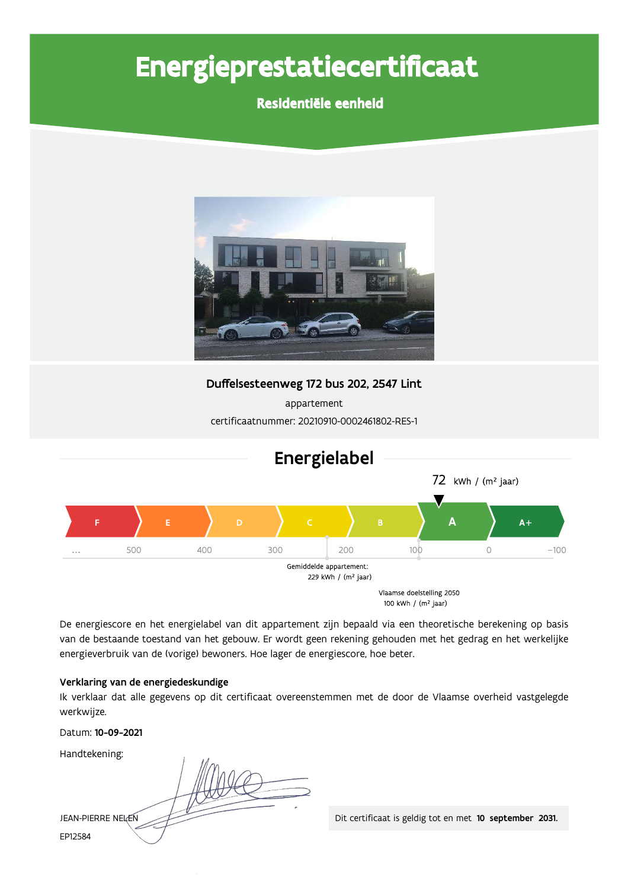# Energieprestatiecertificaat

## Residentiële eenheid

**Duffelsesteenweg 172 bus 202, 2547 Lint**

appartement

certificaatnummer: 20210910-0002461802-RES-1

## Energielabel

72 kWh / (m² jaar)

| F | E | D | C | B | **A** | A+ |
|---|---|---|---|---|---|---|

… 500 400 300 200 100 0 -100

Gemiddelde appartement: 229 kWh / (m² jaar)

Vlaamse doelstelling 2050 100 kWh / (m² jaar)

De energiescore en het energielabel van dit appartement zijn bepaald via een theoretische berekening op basis van de bestaande toestand van het gebouw. Er wordt geen rekening gehouden met het gedrag en het werkelijke energieverbruik van de (vorige) bewoners. Hoe lager de energiescore, hoe beter.

**Verklaring van de energiedeskundige**

Ik verklaar dat alle gegevens op dit certificaat overeenstemmen met de door de Vlaamse overheid vastgelegde werkwijze.

Datum: **10-09-2021**

Handtekening:

JEAN-PIERRE NELEN

EP12584

Dit certificaat is geldig tot en met **10 september 2031.**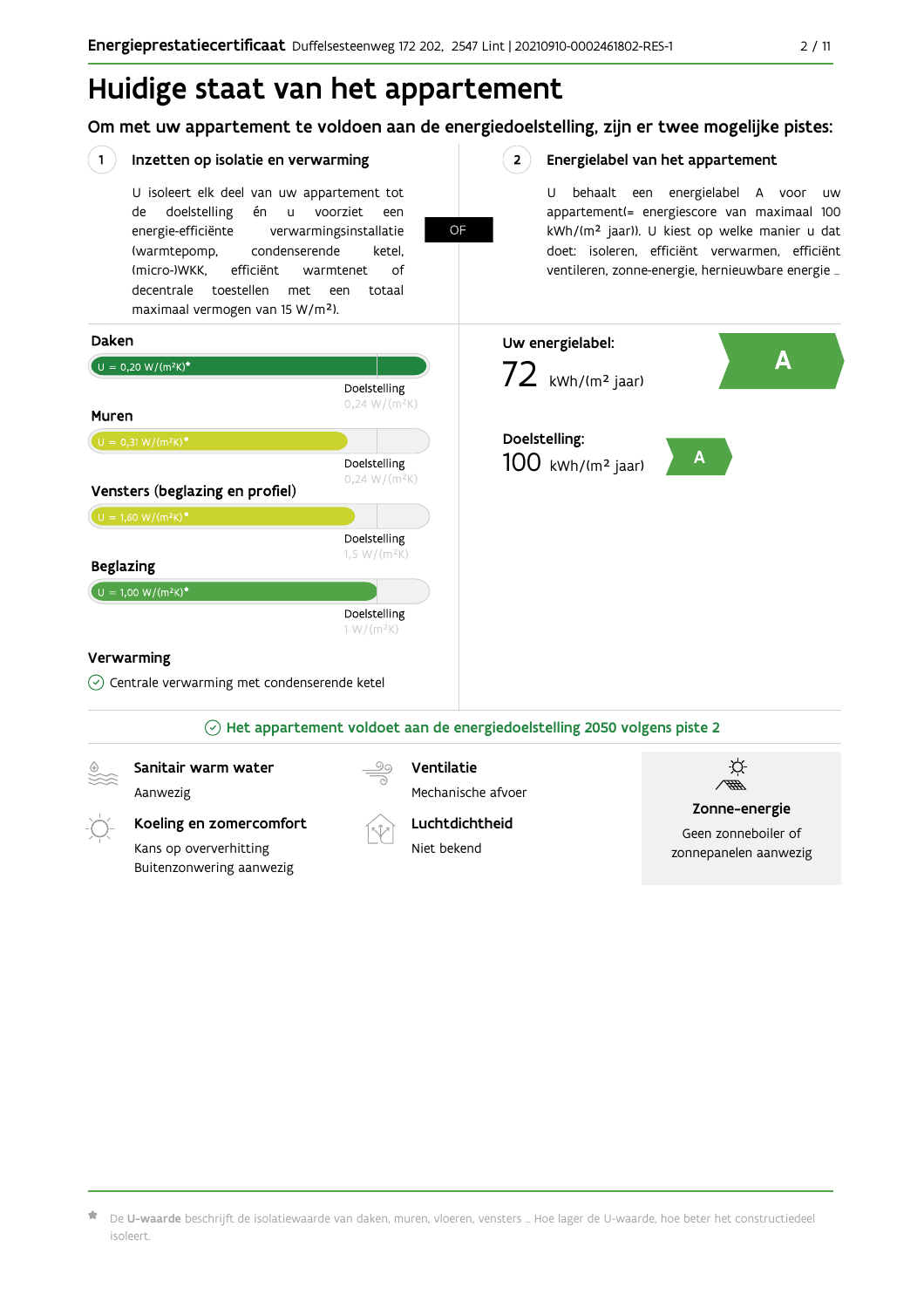# Huidige staat van het appartement

## Om met uw appartement te voldoen aan de energiedoelstelling, zijn er twee mogelijke pistes:

### 1 Inzetten op isolatie en verwarming

U isoleert elk deel van uw appartement tot de doelstelling én u voorziet een energie-efficiënte verwarmingsinstallatie (warmtepomp, condenserende ketel, (micro-)WKK, efficiënt warmtenet of decentrale toestellen met een totaal maximaal vermogen van 15 W/m²).

**OF**

### 2 Energielabel van het appartement

U behaalt een energielabel A voor uw appartement(= energiescore van maximaal 100 kWh/(m² jaar)). U kiest op welke manier u dat doet: isoleren, efficiënt verwarmen, efficiënt ventileren, zonne-energie, hernieuwbare energie …

**Daken**

U = 0,20 W/(m²K)*

Doelstelling 0,24 W/(m²K)

**Muren**

U = 0,31 W/(m²K)*

Doelstelling 0,24 W/(m²K)

**Vensters (beglazing en profiel)**

U = 1,60 W/(m²K)*

Doelstelling 1,5 W/(m²K)

**Beglazing**

U = 1,00 W/(m²K)*

Doelstelling 1 W/(m²K)

**Verwarming**

Centrale verwarming met condenserende ketel

**Uw energielabel:** 72 kWh/(m² jaar) — A

**Doelstelling:** 100 kWh/(m² jaar) — A

**Het appartement voldoet aan de energiedoelstelling 2050 volgens piste 2**

**Sanitair warm water**
Aanwezig

**Ventilatie**
Mechanische afvoer

**Koeling en zomercomfort**
Kans op oververhitting
Buitenzonwering aanwezig

**Luchtdichtheid**
Niet bekend

**Zonne-energie**
Geen zonneboiler of zonnepanelen aanwezig

* De **U-waarde** beschrijft de isolatiewaarde van daken, muren, vloeren, vensters … Hoe lager de U-waarde, hoe beter het constructiedeel isoleert.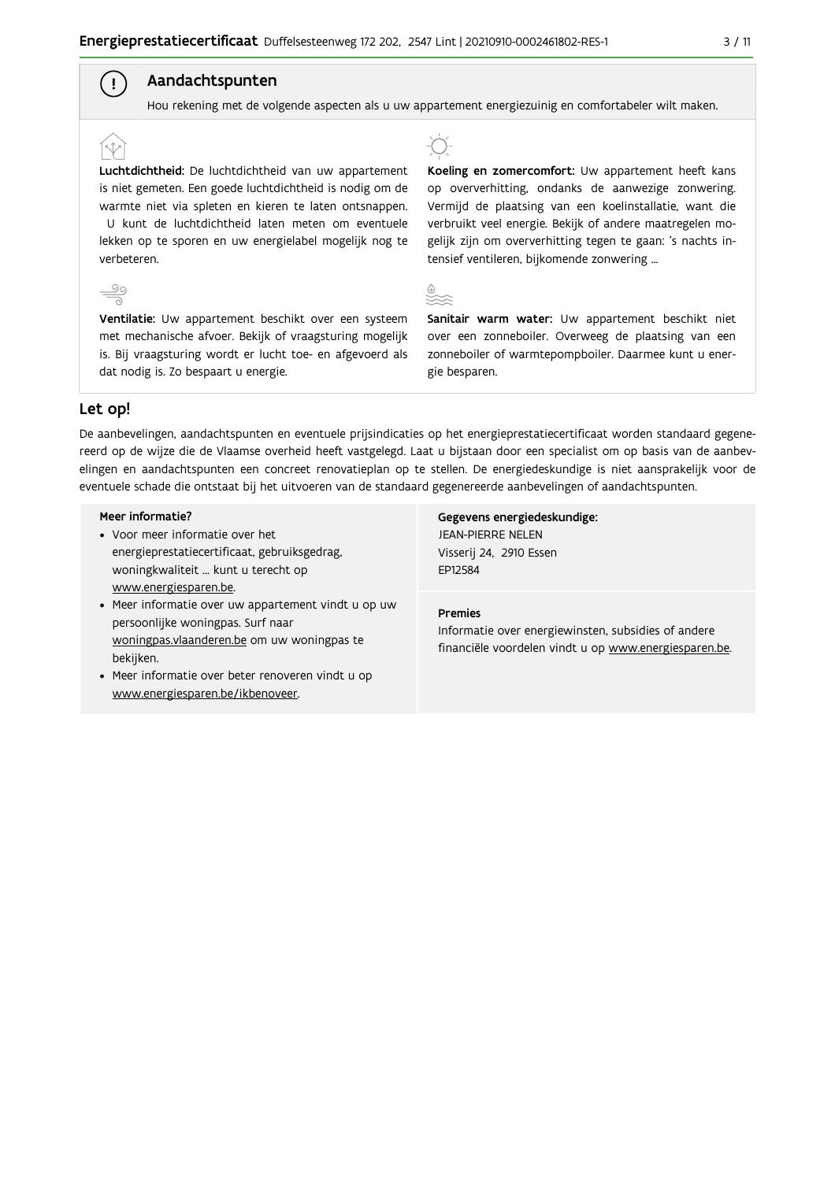## Aandachtspunten

Hou rekening met de volgende aspecten als u uw appartement energiezuinig en comfortabeler wilt maken.

**Luchtdichtheid:** De luchtdichtheid van uw appartement is niet gemeten. Een goede luchtdichtheid is nodig om de warmte niet via spleten en kieren te laten ontsnappen. U kunt de luchtdichtheid laten meten om eventuele lekken op te sporen en uw energielabel mogelijk nog te verbeteren.

**Ventilatie:** Uw appartement beschikt over een systeem met mechanische afvoer. Bekijk of vraagsturing mogelijk is. Bij vraagsturing wordt er lucht toe- en afgevoerd als dat nodig is. Zo bespaart u energie.

**Koeling en zomercomfort:** Uw appartement heeft kans op oververhitting, ondanks de aanwezige zonwering. Vermijd de plaatsing van een koelinstallatie, want die verbruikt veel energie. Bekijk of andere maatregelen mogelijk zijn om oververhitting tegen te gaan: 's nachts intensief ventileren, bijkomende zonwering ...

**Sanitair warm water:** Uw appartement beschikt niet over een zonneboiler. Overweeg de plaatsing van een zonneboiler of warmtepompboiler. Daarmee kunt u energie besparen.

## Let op!

De aanbevelingen, aandachtspunten en eventuele prijsindicaties op het energieprestatiecertificaat worden standaard gegenereerd op de wijze die de Vlaamse overheid heeft vastgelegd. Laat u bijstaan door een specialist om op basis van de aanbevelingen en aandachtspunten een concreet renovatieplan op te stellen. De energiedeskundige is niet aansprakelijk voor de eventuele schade die ontstaat bij het uitvoeren van de standaard gegenereerde aanbevelingen of aandachtspunten.

**Meer informatie?**

- Voor meer informatie over het energieprestatiecertificaat, gebruiksgedrag, woningkwaliteit ... kunt u terecht op www.energiesparen.be.
- Meer informatie over uw appartement vindt u op uw persoonlijke woningpas. Surf naar woningpas.vlaanderen.be om uw woningpas te bekijken.
- Meer informatie over beter renoveren vindt u op www.energiesparen.be/ikbenoveer.

**Gegevens energiedeskundige:**
JEAN-PIERRE NELEN
Visserij 24, 2910 Essen
EP12584

**Premies**

Informatie over energiewinsten, subsidies of andere financiële voordelen vindt u op www.energiesparen.be.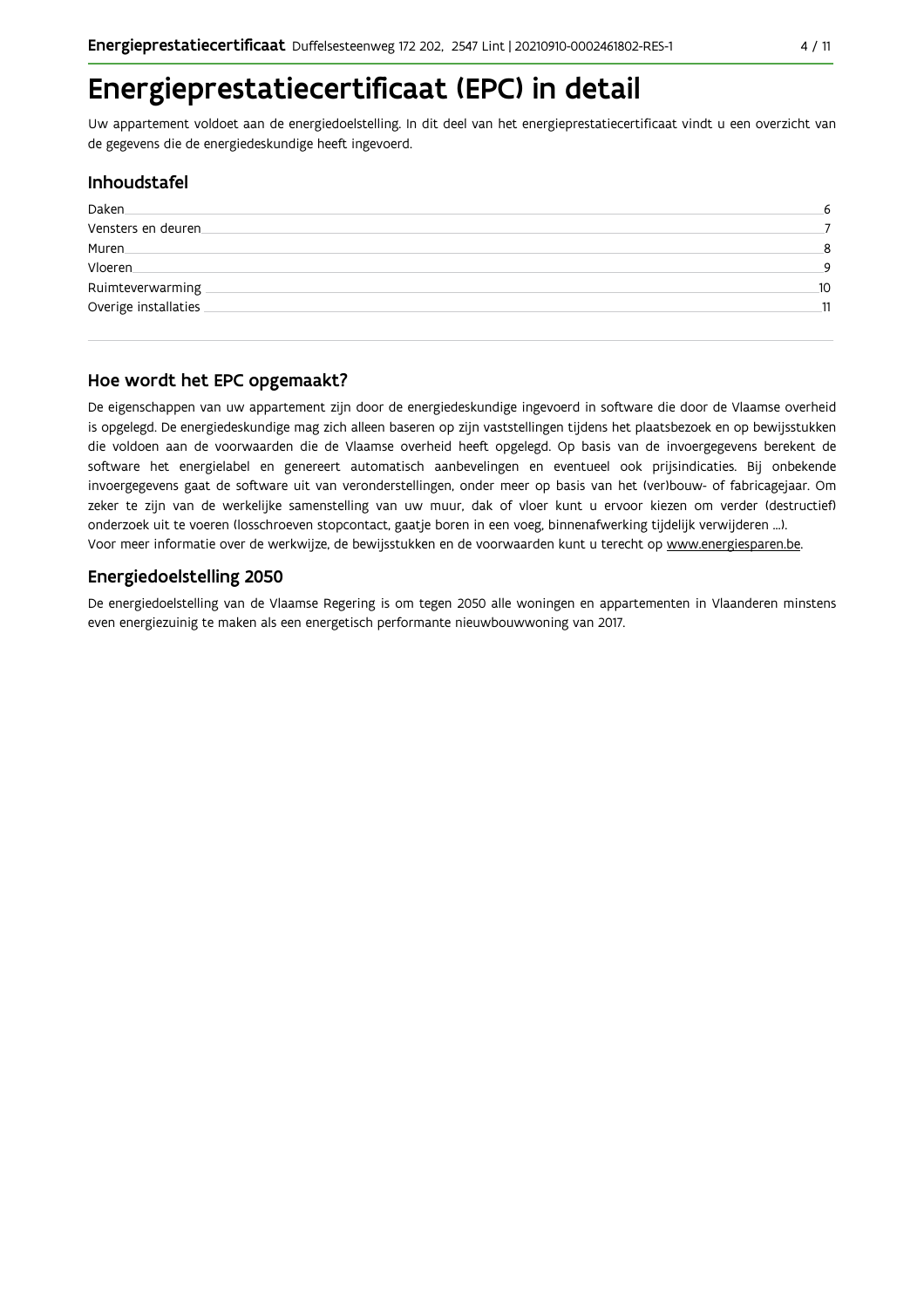# Energieprestatiecertificaat (EPC) in detail

Uw appartement voldoet aan de energiedoelstelling. In dit deel van het energieprestatiecertificaat vindt u een overzicht van de gegevens die de energiedeskundige heeft ingevoerd.

## Inhoudstafel

| | |
|---|---|
| Daken | 6 |
| Vensters en deuren | 7 |
| Muren | 8 |
| Vloeren | 9 |
| Ruimteverwarming | 10 |
| Overige installaties | 11 |

## Hoe wordt het EPC opgemaakt?

De eigenschappen van uw appartement zijn door de energiedeskundige ingevoerd in software die door de Vlaamse overheid is opgelegd. De energiedeskundige mag zich alleen baseren op zijn vaststellingen tijdens het plaatsbezoek en op bewijsstukken die voldoen aan de voorwaarden die de Vlaamse overheid heeft opgelegd. Op basis van de invoergegevens berekent de software het energielabel en genereert automatisch aanbevelingen en eventueel ook prijsindicaties. Bij onbekende invoergegevens gaat de software uit van veronderstellingen, onder meer op basis van het (ver)bouw- of fabricagejaar. Om zeker te zijn van de werkelijke samenstelling van uw muur, dak of vloer kunt u ervoor kiezen om verder (destructief) onderzoek uit te voeren (losschroeven stopcontact, gaatje boren in een voeg, binnenafwerking tijdelijk verwijderen ...).
Voor meer informatie over de werkwijze, de bewijsstukken en de voorwaarden kunt u terecht op www.energiesparen.be.

## Energiedoelstelling 2050

De energiedoelstelling van de Vlaamse Regering is om tegen 2050 alle woningen en appartementen in Vlaanderen minstens even energiezuinig te maken als een energetisch performante nieuwbouwwoning van 2017.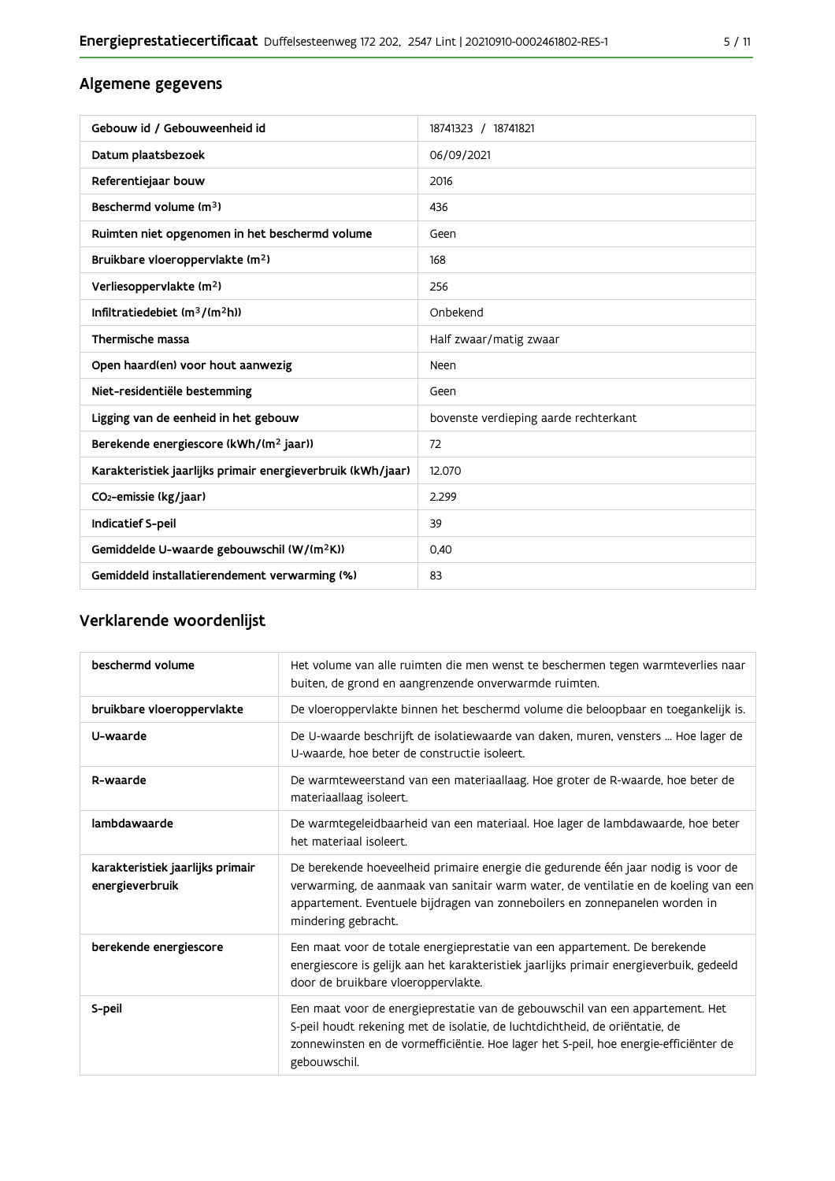## Algemene gegevens

| Gebouw id / Gebouweenheid id | 18741323 / 18741821 |
|---|---|
| Datum plaatsbezoek | 06/09/2021 |
| Referentiejaar bouw | 2016 |
| Beschermd volume ($m^3$) | 436 |
| Ruimten niet opgenomen in het beschermd volume | Geen |
| Bruikbare vloeroppervlakte ($m^2$) | 168 |
| Verliesoppervlakte ($m^2$) | 256 |
| Infiltratiedebiet ($m^3/(m^2h)$) | Onbekend |
| Thermische massa | Half zwaar/matig zwaar |
| Open haard(en) voor hout aanwezig | Neen |
| Niet-residentiële bestemming | Geen |
| Ligging van de eenheid in het gebouw | bovenste verdieping aarde rechterkant |
| Berekende energiescore (kWh/($m^2$ jaar)) | 72 |
| Karakteristiek jaarlijks primair energieverbruik (kWh/jaar) | 12.070 |
| $CO_2$-emissie (kg/jaar) | 2.299 |
| Indicatief S-peil | 39 |
| Gemiddelde U-waarde gebouwschil (W/($m^2$K)) | 0,40 |
| Gemiddeld installatierendement verwarming (%) | 83 |

## Verklarende woordenlijst

| beschermd volume | Het volume van alle ruimten die men wenst te beschermen tegen warmteverlies naar buiten, de grond en aangrenzende onverwarmde ruimten. |
|---|---|
| bruikbare vloeroppervlakte | De vloeroppervlakte binnen het beschermd volume die beloopbaar en toegankelijk is. |
| U-waarde | De U-waarde beschrijft de isolatiewaarde van daken, muren, vensters ... Hoe lager de U-waarde, hoe beter de constructie isoleert. |
| R-waarde | De warmteweerstand van een materiaallaag. Hoe groter de R-waarde, hoe beter de materiaallaag isoleert. |
| lambdawaarde | De warmtegeleidbaarheid van een materiaal. Hoe lager de lambdawaarde, hoe beter het materiaal isoleert. |
| karakteristiek jaarlijks primair energieverbruik | De berekende hoeveelheid primaire energie die gedurende één jaar nodig is voor de verwarming, de aanmaak van sanitair warm water, de ventilatie en de koeling van een appartement. Eventuele bijdragen van zonneboilers en zonnepanelen worden in mindering gebracht. |
| berekende energiescore | Een maat voor de totale energieprestatie van een appartement. De berekende energiescore is gelijk aan het karakteristiek jaarlijks primair energieverbuik, gedeeld door de bruikbare vloeroppervlakte. |
| S-peil | Een maat voor de energieprestatie van de gebouwschil van een appartement. Het S-peil houdt rekening met de isolatie, de luchtdichtheid, de oriëntatie, de zonnewinsten en de vormefficiëntie. Hoe lager het S-peil, hoe energie-efficiënter de gebouwschil. |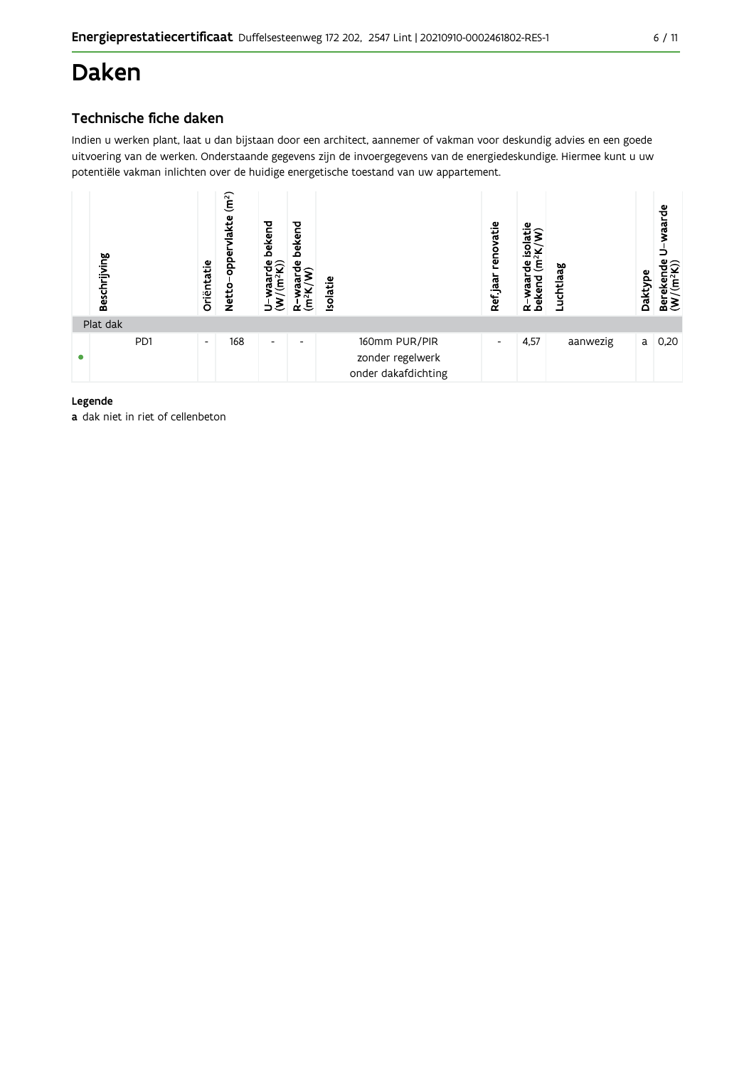# Daken

## Technische fiche daken

Indien u werken plant, laat u dan bijstaan door een architect, aannemer of vakman voor deskundig advies en een goede uitvoering van de werken. Onderstaande gegevens zijn de invoergegevens van de energiedeskundige. Hiermee kunt u uw potentiële vakman inlichten over de huidige energetische toestand van uw appartement.

| | Beschrijving | Oriëntatie | Netto-oppervlakte (m²) | U-waarde bekend (W/(m²K)) | R-waarde bekend (m²K/W) | Isolatie | Ref.jaar renovatie | R-waarde isolatie bekend (m²K/W) | Luchtlaag | Daktype | Berekende U-waarde (W/(m²K)) |
|---|---|---|---|---|---|---|---|---|---|---|---|
| Plat dak | | | | | | | | | | | |
| ● | PD1 | - | 168 | - | - | 160mm PUR/PIR zonder regelwerk onder dakafdichting | - | 4,57 | aanwezig | a | 0,20 |

**Legende**

**a** dak niet in riet of cellenbeton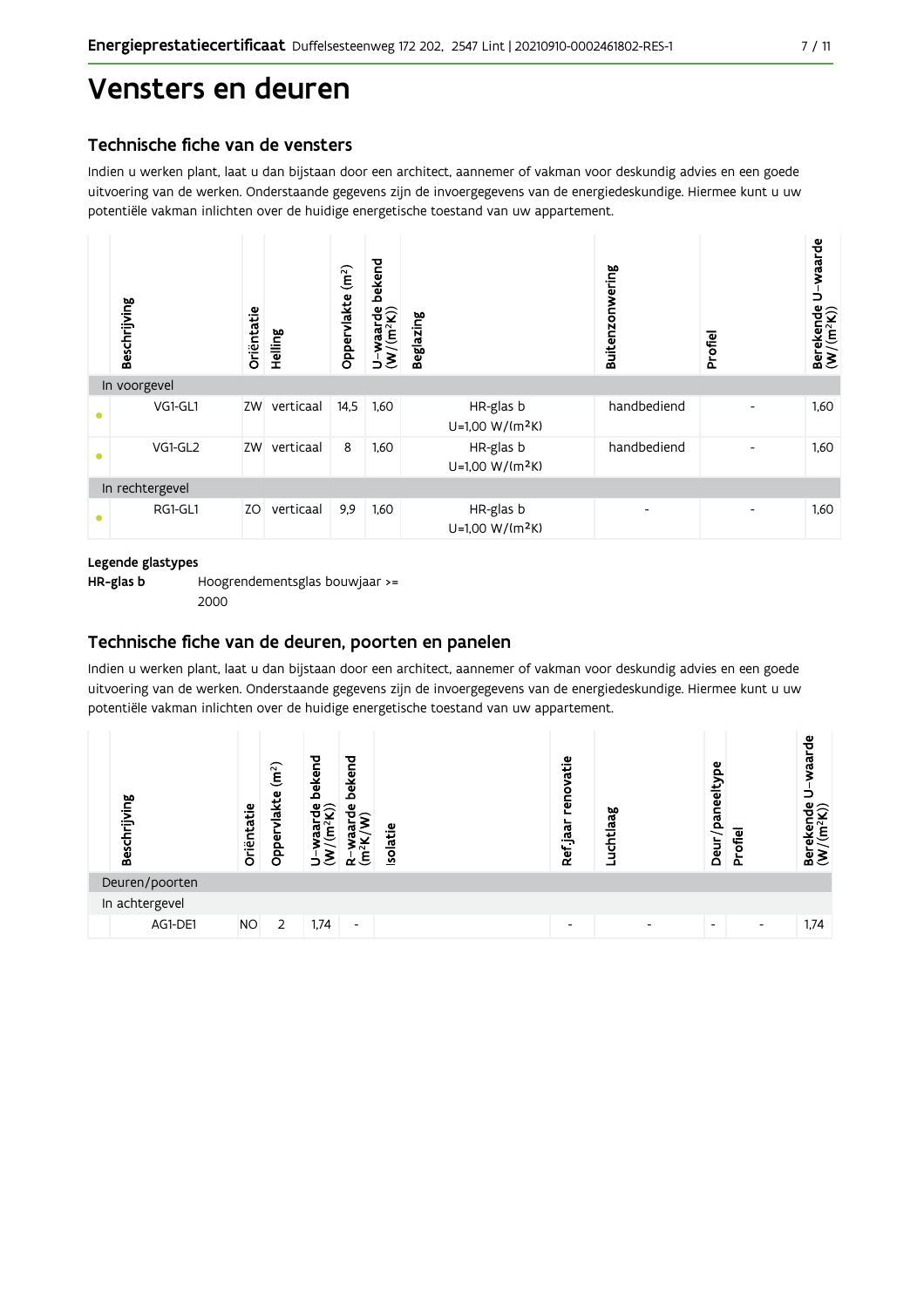# Vensters en deuren

## Technische fiche van de vensters

Indien u werken plant, laat u dan bijstaan door een architect, aannemer of vakman voor deskundig advies en een goede uitvoering van de werken. Onderstaande gegevens zijn de invoergegevens van de energiedeskundige. Hiermee kunt u uw potentiële vakman inlichten over de huidige energetische toestand van uw appartement.

| | Beschrijving | Oriëntatie | Helling | Oppervlakte (m²) | U-waarde bekend (W/(m²K)) | Beglazing | Buitenzonwering | Profiel | Berekende U-waarde (W/(m²K)) |
|---|---|---|---|---|---|---|---|---|---|
| In voorgevel | | | | | | | | | |
| • | VG1-GL1 | ZW | verticaal | 14,5 | 1,60 | HR-glas b U=1,00 W/(m²K) | handbediend | - | 1,60 |
| • | VG1-GL2 | ZW | verticaal | 8 | 1,60 | HR-glas b U=1,00 W/(m²K) | handbediend | - | 1,60 |
| In rechtergevel | | | | | | | | | |
| • | RG1-GL1 | ZO | verticaal | 9,9 | 1,60 | HR-glas b U=1,00 W/(m²K) | - | - | 1,60 |

**Legende glastypes**

**HR-glas b** Hoogrendementsglas bouwjaar >= 2000

## Technische fiche van de deuren, poorten en panelen

Indien u werken plant, laat u dan bijstaan door een architect, aannemer of vakman voor deskundig advies en een goede uitvoering van de werken. Onderstaande gegevens zijn de invoergegevens van de energiedeskundige. Hiermee kunt u uw potentiële vakman inlichten over de huidige energetische toestand van uw appartement.

| | Beschrijving | Oriëntatie | Oppervlakte (m²) | U-waarde bekend (W/(m²K)) | R-waarde bekend (m²K/W) | Isolatie | Ref.jaar renovatie | Luchtlaag | Deur/paneeltype | Profiel | Berekende U-waarde (W/(m²K)) |
|---|---|---|---|---|---|---|---|---|---|---|---|
| Deuren/poorten | | | | | | | | | | | |
| In achtergevel | | | | | | | | | | | |
| | AG1-DE1 | NO | 2 | 1,74 | - | | - | - | - | - | 1,74 |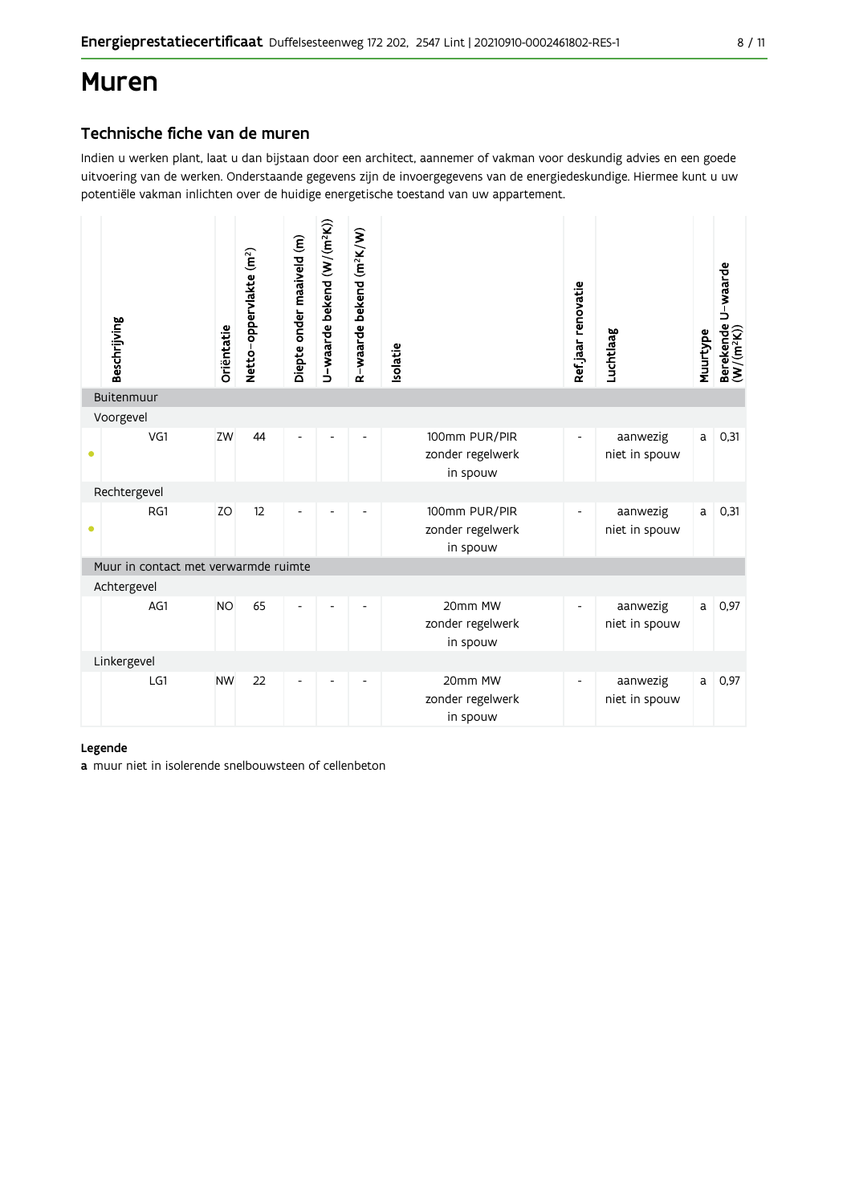# Muren

## Technische fiche van de muren

Indien u werken plant, laat u dan bijstaan door een architect, aannemer of vakman voor deskundig advies en een goede uitvoering van de werken. Onderstaande gegevens zijn de invoergegevens van de energiedeskundige. Hiermee kunt u uw potentiële vakman inlichten over de huidige energetische toestand van uw appartement.

| | Beschrijving | Oriëntatie | Netto-oppervlakte (m²) | Diepte onder maaiveld (m) | U-waarde bekend (W/(m²K)) | R-waarde bekend (m²K/W) | Isolatie | Ref.jaar renovatie | Luchtlaag | Muurtype | Berekende U-waarde (W/(m²K)) |
|---|---|---|---|---|---|---|---|---|---|---|---|
| | **Buitenmuur** | | | | | | | | | | |
| | Voorgevel | | | | | | | | | | |
| • | VG1 | ZW | 44 | - | - | - | 100mm PUR/PIR zonder regelwerk in spouw | - | aanwezig niet in spouw | a | 0,31 |
| | Rechtergevel | | | | | | | | | | |
| • | RG1 | ZO | 12 | - | - | - | 100mm PUR/PIR zonder regelwerk in spouw | - | aanwezig niet in spouw | a | 0,31 |
| | **Muur in contact met verwarmde ruimte** | | | | | | | | | | |
| | Achtergevel | | | | | | | | | | |
| | AG1 | NO | 65 | - | - | - | 20mm MW zonder regelwerk in spouw | - | aanwezig niet in spouw | a | 0,97 |
| | Linkergevel | | | | | | | | | | |
| | LG1 | NW | 22 | - | - | - | 20mm MW zonder regelwerk in spouw | - | aanwezig niet in spouw | a | 0,97 |

**Legende**

**a** muur niet in isolerende snelbouwsteen of cellenbeton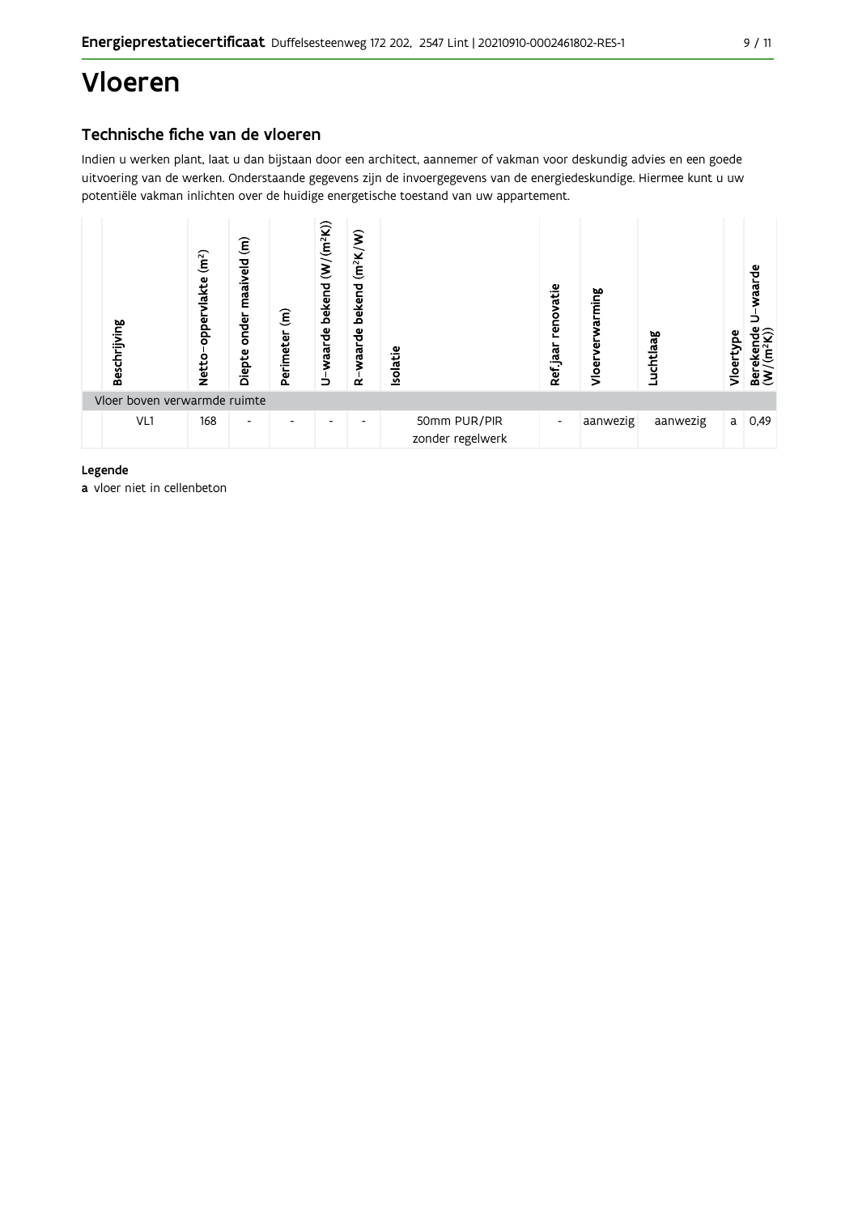# Vloeren

## Technische fiche van de vloeren

Indien u werken plant, laat u dan bijstaan door een architect, aannemer of vakman voor deskundig advies en een goede uitvoering van de werken. Onderstaande gegevens zijn de invoergegevens van de energiedeskundige. Hiermee kunt u uw potentiële vakman inlichten over de huidige energetische toestand van uw appartement.

| Beschrijving | Netto-oppervlakte ($m^2$) | Diepte onder maaiveld (m) | Perimeter (m) | U-waarde bekend ($W/(m^2K)$) | R-waarde bekend ($m^2K/W$) | Isolatie | Ref.jaar renovatie | Vloerverwarming | Luchtlaag | Vloertype | Berekende U-waarde ($W/(m^2K)$) |
|---|---|---|---|---|---|---|---|---|---|---|---|
| Vloer boven verwarmde ruimte | | | | | | | | | | | |
| VL1 | 168 | - | - | - | - | 50mm PUR/PIR zonder regelwerk | - | aanwezig | aanwezig | a | 0,49 |

**Legende**

**a** vloer niet in cellenbeton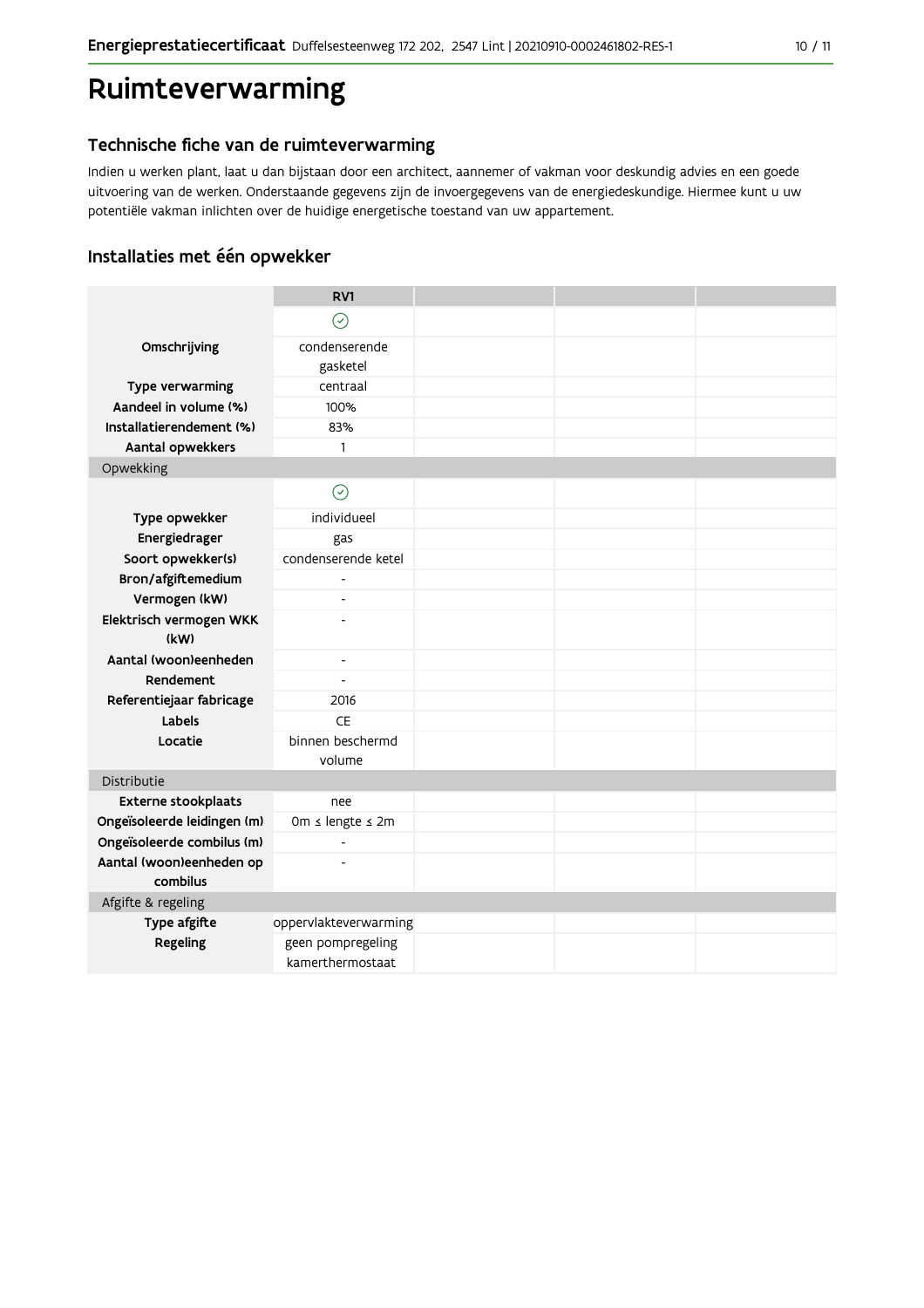# Ruimteverwarming

## Technische fiche van de ruimteverwarming

Indien u werken plant, laat u dan bijstaan door een architect, aannemer of vakman voor deskundig advies en een goede uitvoering van de werken. Onderstaande gegevens zijn de invoergegevens van de energiedeskundige. Hiermee kunt u uw potentiële vakman inlichten over de huidige energetische toestand van uw appartement.

## Installaties met één opwekker

| | RV1 | | | |
|---|---|---|---|---|
| | ✓ | | | |
| **Omschrijving** | condenserende gasketel | | | |
| **Type verwarming** | centraal | | | |
| **Aandeel in volume (%)** | 100% | | | |
| **Installatierendement (%)** | 83% | | | |
| **Aantal opwekkers** | 1 | | | |
| Opwekking | | | | |
| | ✓ | | | |
| **Type opwekker** | individueel | | | |
| **Energiedrager** | gas | | | |
| **Soort opwekker(s)** | condenserende ketel | | | |
| **Bron/afgiftemedium** | - | | | |
| **Vermogen (kW)** | - | | | |
| **Elektrisch vermogen WKK (kW)** | - | | | |
| **Aantal (woon)eenheden** | - | | | |
| **Rendement** | - | | | |
| **Referentiejaar fabricage** | 2016 | | | |
| **Labels** | CE | | | |
| **Locatie** | binnen beschermd volume | | | |
| Distributie | | | | |
| **Externe stookplaats** | nee | | | |
| **Ongeïsoleerde leidingen (m)** | 0m ≤ lengte ≤ 2m | | | |
| **Ongeïsoleerde combilus (m)** | - | | | |
| **Aantal (woon)eenheden op combilus** | - | | | |
| Afgifte & regeling | | | | |
| **Type afgifte** | oppervlakteverwarming | | | |
| **Regeling** | geen pompregeling kamerthermostaat | | | |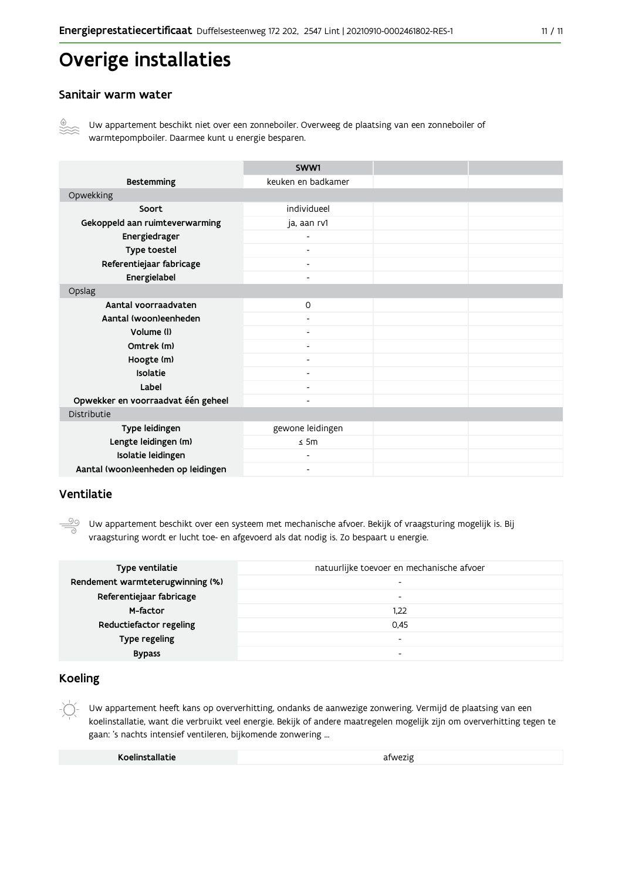# Overige installaties

## Sanitair warm water

Uw appartement beschikt niet over een zonneboiler. Overweeg de plaatsing van een zonneboiler of warmtepompboiler. Daarmee kunt u energie besparen.

| | SWW1 | | |
|---|---|---|---|
| **Bestemming** | keuken en badkamer | | |
| Opwekking | | | |
| **Soort** | individueel | | |
| **Gekoppeld aan ruimteverwarming** | ja, aan rv1 | | |
| **Energiedrager** | - | | |
| **Type toestel** | - | | |
| **Referentiejaar fabricage** | - | | |
| **Energielabel** | - | | |
| Opslag | | | |
| **Aantal voorraadvaten** | 0 | | |
| **Aantal (woon)eenheden** | - | | |
| **Volume (l)** | - | | |
| **Omtrek (m)** | - | | |
| **Hoogte (m)** | - | | |
| **Isolatie** | - | | |
| **Label** | - | | |
| **Opwekker en voorraadvat één geheel** | - | | |
| Distributie | | | |
| **Type leidingen** | gewone leidingen | | |
| **Lengte leidingen (m)** | ≤ 5m | | |
| **Isolatie leidingen** | - | | |
| **Aantal (woon)eenheden op leidingen** | - | | |

## Ventilatie

Uw appartement beschikt over een systeem met mechanische afvoer. Bekijk of vraagsturing mogelijk is. Bij vraagsturing wordt er lucht toe- en afgevoerd als dat nodig is. Zo bespaart u energie.

| | |
|---|---|
| **Type ventilatie** | natuurlijke toevoer en mechanische afvoer |
| **Rendement warmteterugwinning (%)** | - |
| **Referentiejaar fabricage** | - |
| **M-factor** | 1,22 |
| **Reductiefactor regeling** | 0,45 |
| **Type regeling** | - |
| **Bypass** | - |

## Koeling

Uw appartement heeft kans op oververhitting, ondanks de aanwezige zonwering. Vermijd de plaatsing van een koelinstallatie, want die verbruikt veel energie. Bekijk of andere maatregelen mogelijk zijn om oververhitting tegen te gaan: 's nachts intensief ventileren, bijkomende zonwering ...

| | |
|---|---|
| **Koelinstallatie** | afwezig |